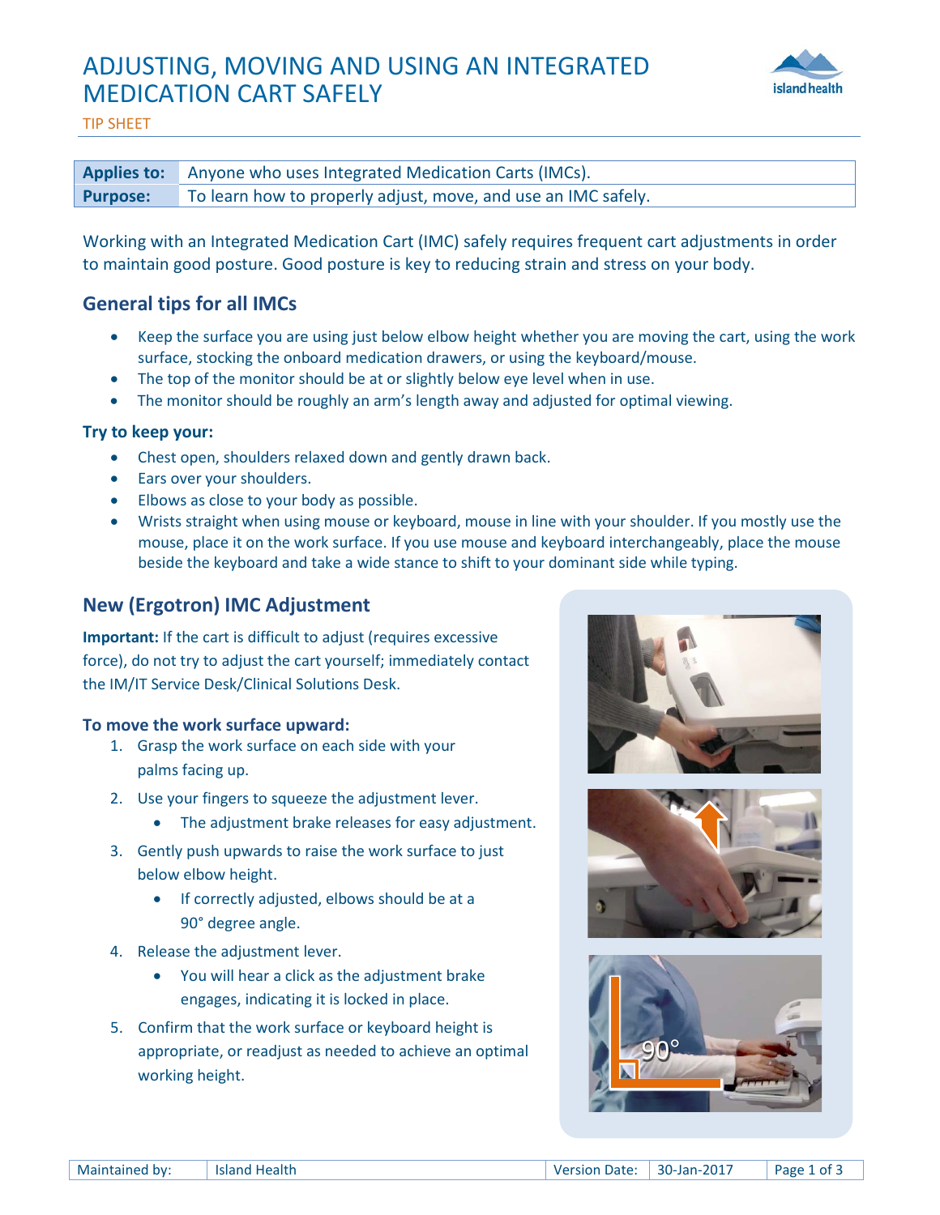# ADJUSTING, MOVING AND USING AN INTEGRATED MEDICATION CART SAFELY

TIP SHEET

| **Applies to:** | Anyone who uses Integrated Medication Carts (IMCs). |
|---|---|
| **Purpose:** | To learn how to properly adjust, move, and use an IMC safely. |

Working with an Integrated Medication Cart (IMC) safely requires frequent cart adjustments in order to maintain good posture. Good posture is key to reducing strain and stress on your body.

## General tips for all IMCs

- Keep the surface you are using just below elbow height whether you are moving the cart, using the work surface, stocking the onboard medication drawers, or using the keyboard/mouse.
- The top of the monitor should be at or slightly below eye level when in use.
- The monitor should be roughly an arm's length away and adjusted for optimal viewing.

### Try to keep your:

- Chest open, shoulders relaxed down and gently drawn back.
- Ears over your shoulders.
- Elbows as close to your body as possible.
- Wrists straight when using mouse or keyboard, mouse in line with your shoulder. If you mostly use the mouse, place it on the work surface. If you use mouse and keyboard interchangeably, place the mouse beside the keyboard and take a wide stance to shift to your dominant side while typing.

## New (Ergotron) IMC Adjustment

**Important:** If the cart is difficult to adjust (requires excessive force), do not try to adjust the cart yourself; immediately contact the IM/IT Service Desk/Clinical Solutions Desk.

### To move the work surface upward:

1. Grasp the work surface on each side with your palms facing up.
2. Use your fingers to squeeze the adjustment lever.
   - The adjustment brake releases for easy adjustment.
3. Gently push upwards to raise the work surface to just below elbow height.
   - If correctly adjusted, elbows should be at a 90° degree angle.
4. Release the adjustment lever.
   - You will hear a click as the adjustment brake engages, indicating it is locked in place.
5. Confirm that the work surface or keyboard height is appropriate, or readjust as needed to achieve an optimal working height.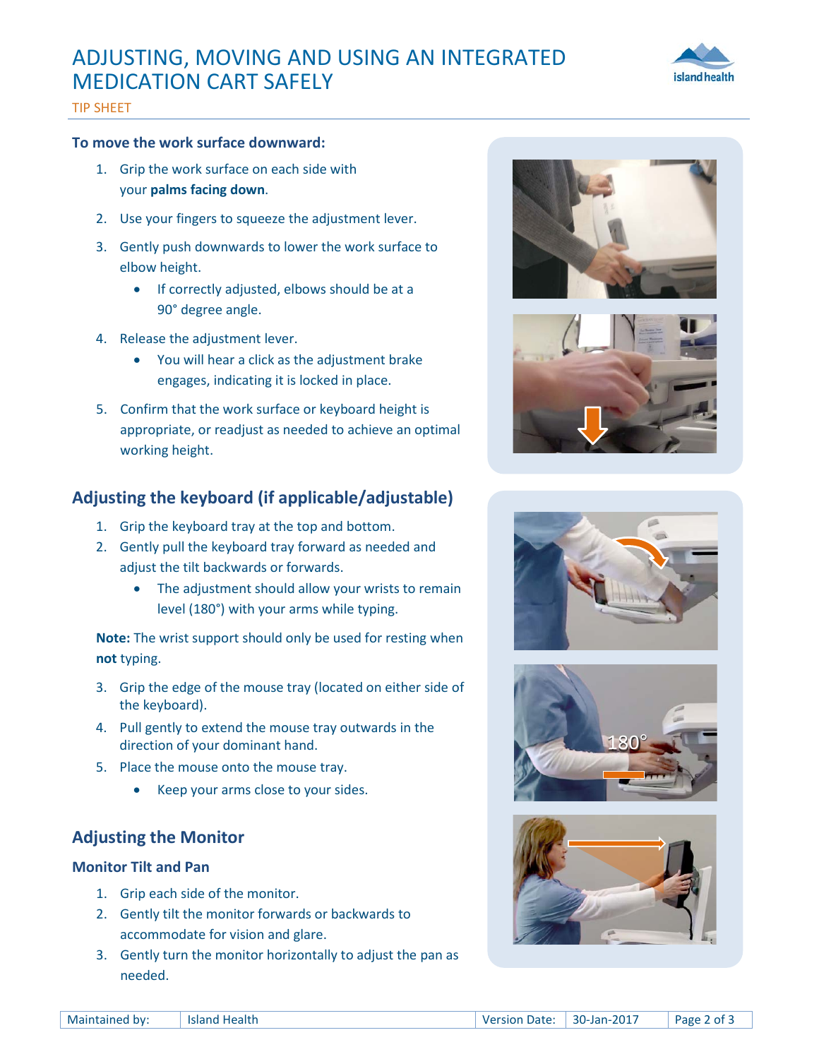#### To move the work surface downward:

1. Grip the work surface on each side with your **palms facing down**.
2. Use your fingers to squeeze the adjustment lever.
3. Gently push downwards to lower the work surface to elbow height.
   - If correctly adjusted, elbows should be at a 90° degree angle.
4. Release the adjustment lever.
   - You will hear a click as the adjustment brake engages, indicating it is locked in place.
5. Confirm that the work surface or keyboard height is appropriate, or readjust as needed to achieve an optimal working height.

## Adjusting the keyboard (if applicable/adjustable)

1. Grip the keyboard tray at the top and bottom.
2. Gently pull the keyboard tray forward as needed and adjust the tilt backwards or forwards.
   - The adjustment should allow your wrists to remain level (180°) with your arms while typing.

**Note:** The wrist support should only be used for resting when **not** typing.

3. Grip the edge of the mouse tray (located on either side of the keyboard).
4. Pull gently to extend the mouse tray outwards in the direction of your dominant hand.
5. Place the mouse onto the mouse tray.
   - Keep your arms close to your sides.

## Adjusting the Monitor

#### Monitor Tilt and Pan

1. Grip each side of the monitor.
2. Gently tilt the monitor forwards or backwards to accommodate for vision and glare.
3. Gently turn the monitor horizontally to adjust the pan as needed.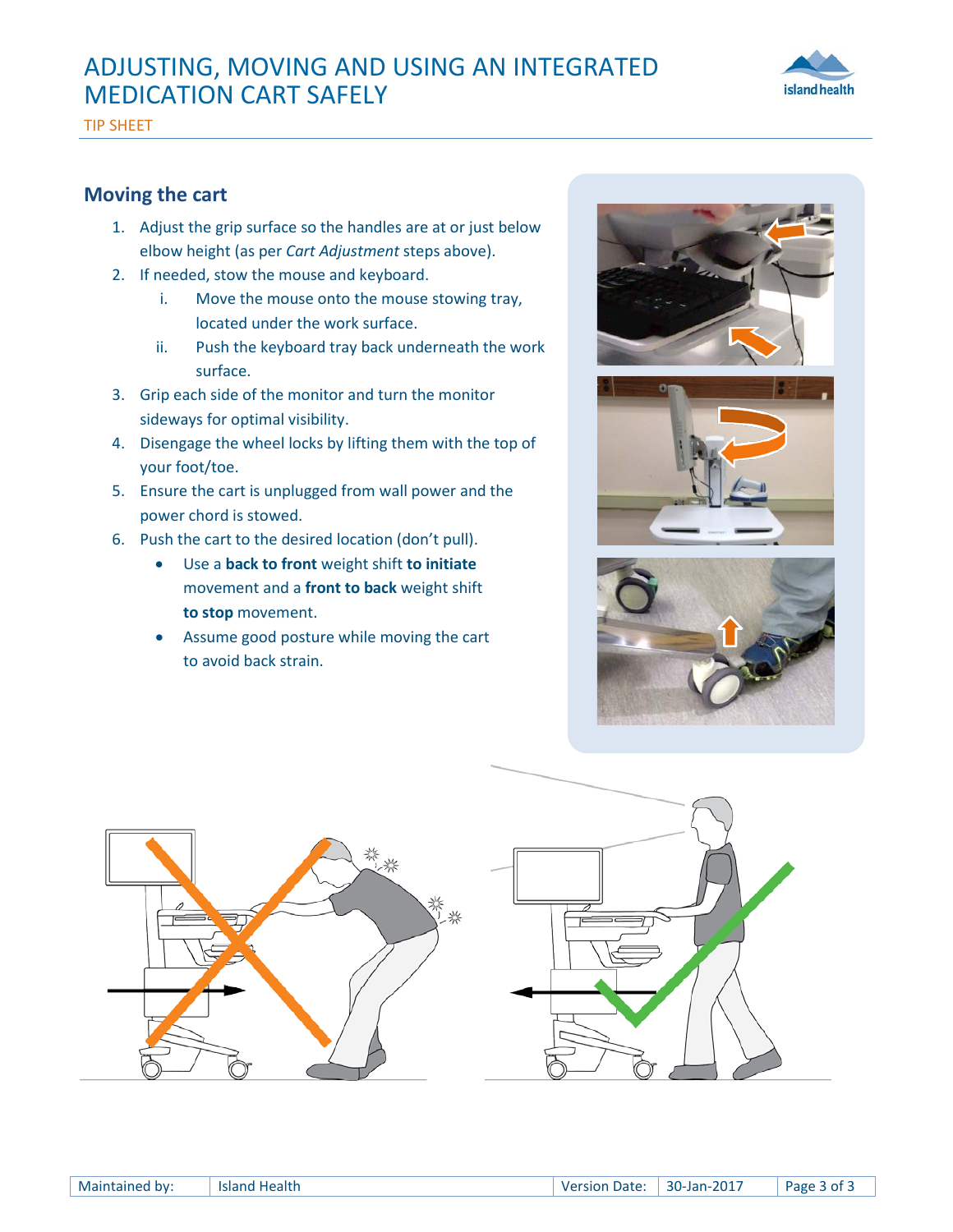## Moving the cart

1. Adjust the grip surface so the handles are at or just below elbow height (as per *Cart Adjustment* steps above).
2. If needed, stow the mouse and keyboard.
   i. Move the mouse onto the mouse stowing tray, located under the work surface.
   ii. Push the keyboard tray back underneath the work surface.
3. Grip each side of the monitor and turn the monitor sideways for optimal visibility.
4. Disengage the wheel locks by lifting them with the top of your foot/toe.
5. Ensure the cart is unplugged from wall power and the power chord is stowed.
6. Push the cart to the desired location (don't pull).
   - Use a **back to front** weight shift **to initiate** movement and a **front to back** weight shift **to stop** movement.
   - Assume good posture while moving the cart to avoid back strain.